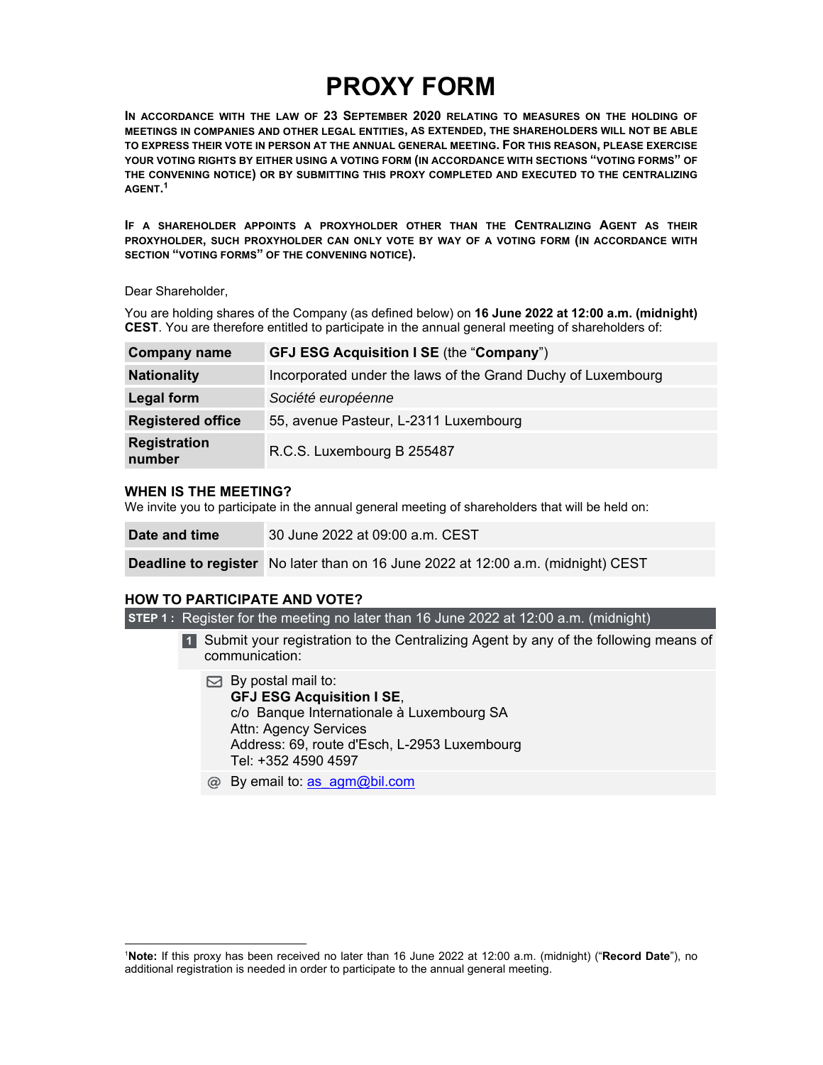# PROXY FORM

**IN ACCORDANCE WITH THE LAW OF 23 SEPTEMBER 2020 RELATING TO MEASURES ON THE HOLDING OF MEETINGS IN COMPANIES AND OTHER LEGAL ENTITIES, AS EXTENDED, THE SHAREHOLDERS WILL NOT BE ABLE TO EXPRESS THEIR VOTE IN PERSON AT THE ANNUAL GENERAL MEETING. FOR THIS REASON, PLEASE EXERCISE YOUR VOTING RIGHTS BY EITHER USING A VOTING FORM (IN ACCORDANCE WITH SECTIONS "VOTING FORMS" OF THE CONVENING NOTICE) OR BY SUBMITTING THIS PROXY COMPLETED AND EXECUTED TO THE CENTRALIZING AGENT.**[1]

**IF A SHAREHOLDER APPOINTS A PROXYHOLDER OTHER THAN THE CENTRALIZING AGENT AS THEIR PROXYHOLDER, SUCH PROXYHOLDER CAN ONLY VOTE BY WAY OF A VOTING FORM (IN ACCORDANCE WITH SECTION "VOTING FORMS" OF THE CONVENING NOTICE).**

Dear Shareholder,

You are holding shares of the Company (as defined below) on **16 June 2022 at 12:00 a.m. (midnight) CEST**. You are therefore entitled to participate in the annual general meeting of shareholders of:

| | |
|---|---|
| **Company name** | **GFJ ESG Acquisition I SE** (the "**Company**") |
| **Nationality** | Incorporated under the laws of the Grand Duchy of Luxembourg |
| **Legal form** | *Société européenne* |
| **Registered office** | 55, avenue Pasteur, L-2311 Luxembourg |
| **Registration number** | R.C.S. Luxembourg B 255487 |

## WHEN IS THE MEETING?

We invite you to participate in the annual general meeting of shareholders that will be held on:

| | |
|---|---|
| **Date and time** | 30 June 2022 at 09:00 a.m. CEST |
| **Deadline to register** | No later than on 16 June 2022 at 12:00 a.m. (midnight) CEST |

## HOW TO PARTICIPATE AND VOTE?

**STEP 1 :** Register for the meeting no later than 16 June 2022 at 12:00 a.m. (midnight)

1. Submit your registration to the Centralizing Agent by any of the following means of communication:

   - By postal mail to:
     **GFJ ESG Acquisition I SE**,
     c/o Banque Internationale à Luxembourg SA
     Attn: Agency Services
     Address: 69, route d'Esch, L-2953 Luxembourg
     Tel: +352 4590 4597
   - By email to: as_agm@bil.com

[1] **Note:** If this proxy has been received no later than 16 June 2022 at 12:00 a.m. (midnight) ("**Record Date**"), no additional registration is needed in order to participate to the annual general meeting.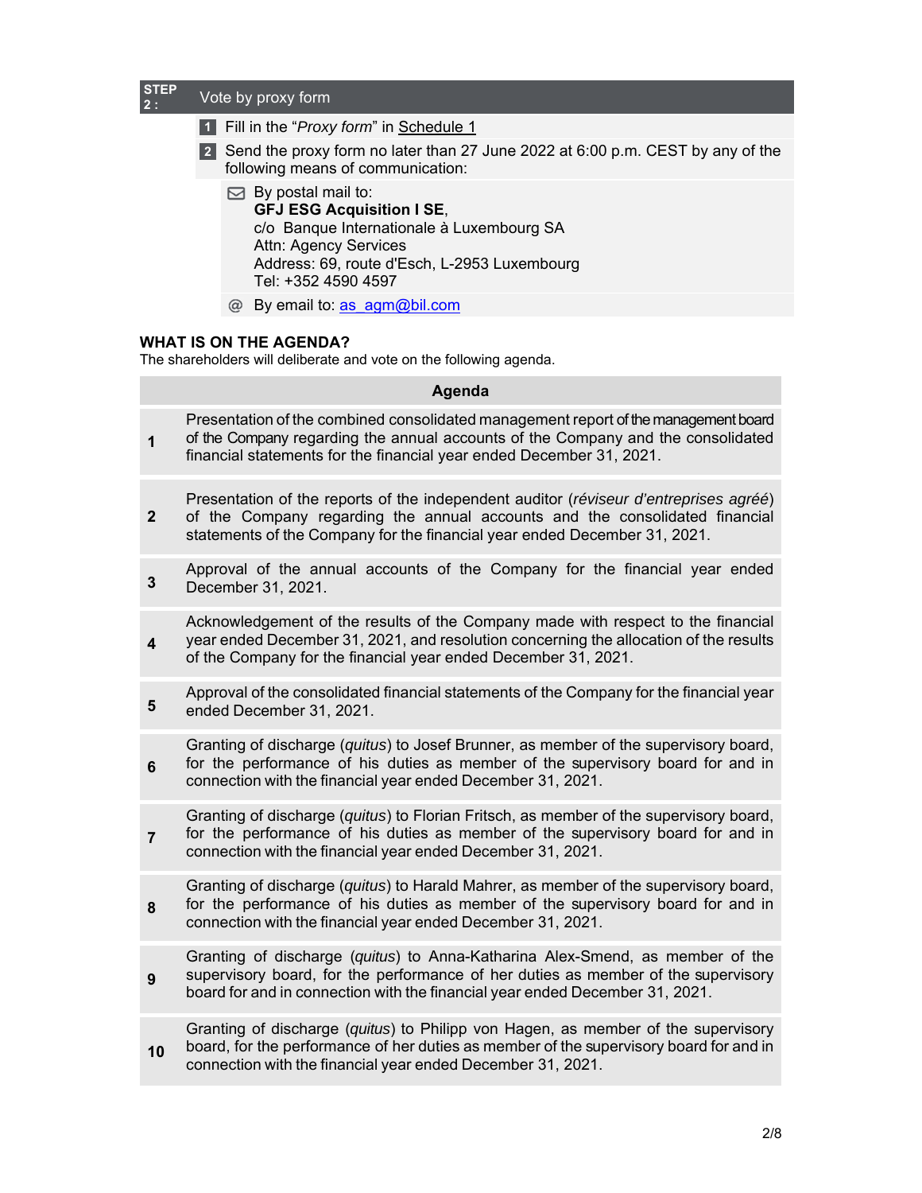| STEP 2 : | Vote by proxy form |
|---|---|

1. Fill in the "*Proxy form*" in Schedule 1
2. Send the proxy form no later than 27 June 2022 at 6:00 p.m. CEST by any of the following means of communication:

   - By postal mail to:
     **GFJ ESG Acquisition I SE**,
     c/o Banque Internationale à Luxembourg SA
     Attn: Agency Services
     Address: 69, route d'Esch, L-2953 Luxembourg
     Tel: +352 4590 4597
   - By email to: as_agm@bil.com

## WHAT IS ON THE AGENDA?

The shareholders will deliberate and vote on the following agenda.

| | Agenda |
|---|---|
| 1 | Presentation of the combined consolidated management report of the management board of the Company regarding the annual accounts of the Company and the consolidated financial statements for the financial year ended December 31, 2021. |
| 2 | Presentation of the reports of the independent auditor (*réviseur d'entreprises agréé*) of the Company regarding the annual accounts and the consolidated financial statements of the Company for the financial year ended December 31, 2021. |
| 3 | Approval of the annual accounts of the Company for the financial year ended December 31, 2021. |
| 4 | Acknowledgement of the results of the Company made with respect to the financial year ended December 31, 2021, and resolution concerning the allocation of the results of the Company for the financial year ended December 31, 2021. |
| 5 | Approval of the consolidated financial statements of the Company for the financial year ended December 31, 2021. |
| 6 | Granting of discharge (*quitus*) to Josef Brunner, as member of the supervisory board, for the performance of his duties as member of the supervisory board for and in connection with the financial year ended December 31, 2021. |
| 7 | Granting of discharge (*quitus*) to Florian Fritsch, as member of the supervisory board, for the performance of his duties as member of the supervisory board for and in connection with the financial year ended December 31, 2021. |
| 8 | Granting of discharge (*quitus*) to Harald Mahrer, as member of the supervisory board, for the performance of his duties as member of the supervisory board for and in connection with the financial year ended December 31, 2021. |
| 9 | Granting of discharge (*quitus*) to Anna-Katharina Alex-Smend, as member of the supervisory board, for the performance of her duties as member of the supervisory board for and in connection with the financial year ended December 31, 2021. |
| 10 | Granting of discharge (*quitus*) to Philipp von Hagen, as member of the supervisory board, for the performance of her duties as member of the supervisory board for and in connection with the financial year ended December 31, 2021. |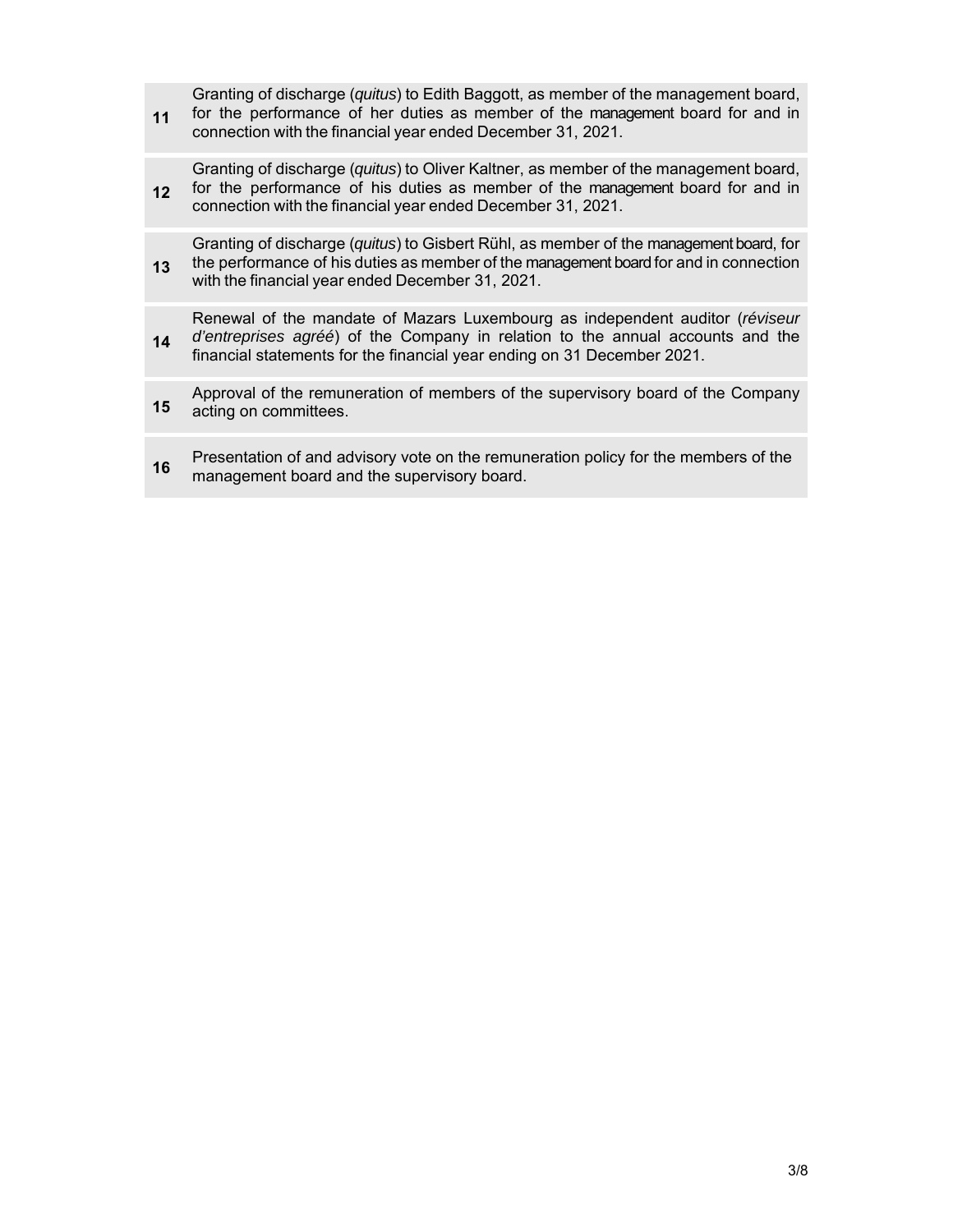| | |
|---|---|
| **11** | Granting of discharge (*quitus*) to Edith Baggott, as member of the management board, for the performance of her duties as member of the management board for and in connection with the financial year ended December 31, 2021. |
| **12** | Granting of discharge (*quitus*) to Oliver Kaltner, as member of the management board, for the performance of his duties as member of the management board for and in connection with the financial year ended December 31, 2021. |
| **13** | Granting of discharge (*quitus*) to Gisbert Rühl, as member of the management board, for the performance of his duties as member of the management board for and in connection with the financial year ended December 31, 2021. |
| **14** | Renewal of the mandate of Mazars Luxembourg as independent auditor (*réviseur d'entreprises agréé*) of the Company in relation to the annual accounts and the financial statements for the financial year ending on 31 December 2021. |
| **15** | Approval of the remuneration of members of the supervisory board of the Company acting on committees. |
| **16** | Presentation of and advisory vote on the remuneration policy for the members of the management board and the supervisory board. |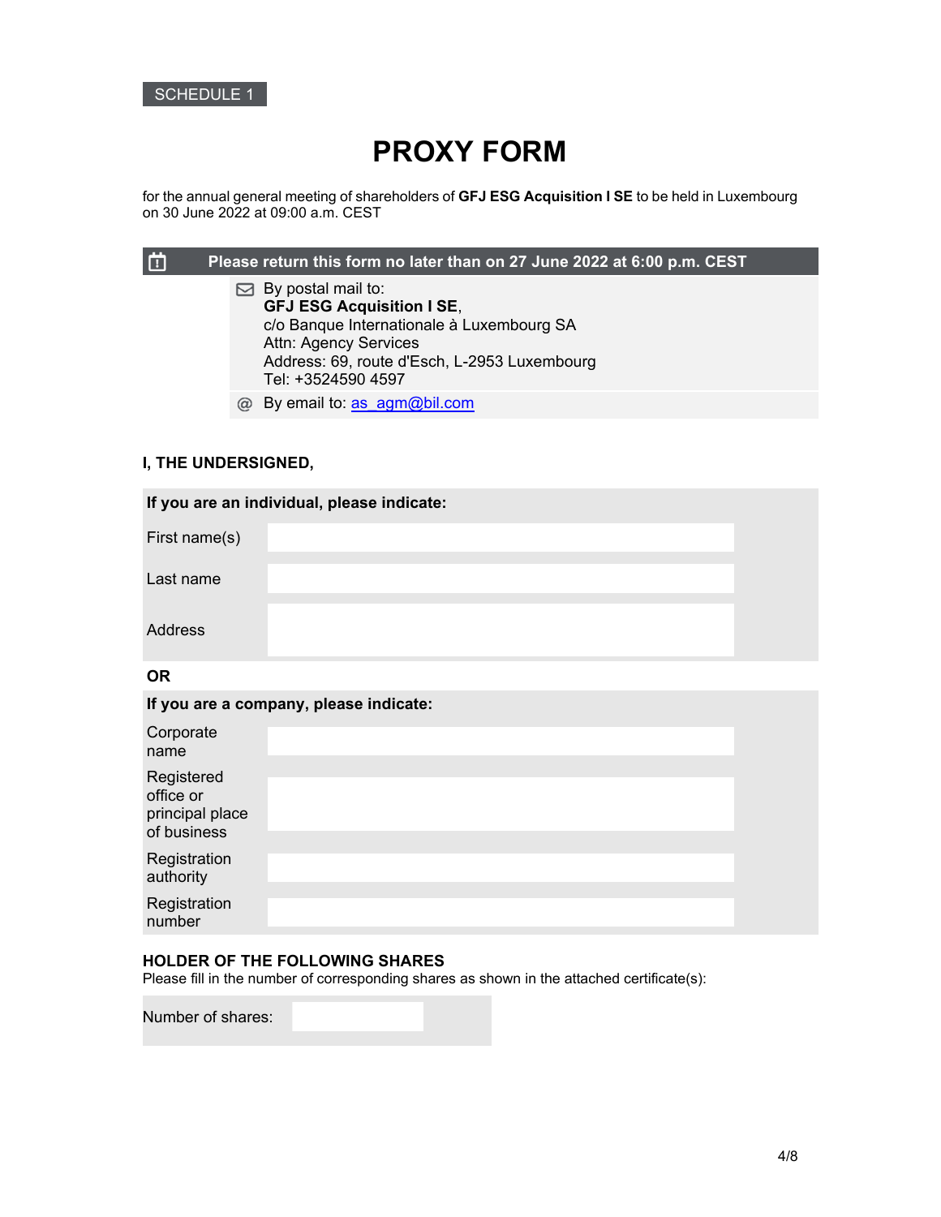SCHEDULE 1

# PROXY FORM

for the annual general meeting of shareholders of **GFJ ESG Acquisition I SE** to be held in Luxembourg on 30 June 2022 at 09:00 a.m. CEST

**Please return this form no later than on 27 June 2022 at 6:00 p.m. CEST**

By postal mail to:
**GFJ ESG Acquisition I SE**,
c/o Banque Internationale à Luxembourg SA
Attn: Agency Services
Address: 69, route d'Esch, L-2953 Luxembourg
Tel: +3524590 4597

By email to: as_agm@bil.com

**I, THE UNDERSIGNED,**

**If you are an individual, please indicate:**

| | |
|---|---|
| First name(s) | |
| Last name | |
| Address | |

**OR**

**If you are a company, please indicate:**

| | |
|---|---|
| Corporate name | |
| Registered office or principal place of business | |
| Registration authority | |
| Registration number | |

**HOLDER OF THE FOLLOWING SHARES**

Please fill in the number of corresponding shares as shown in the attached certificate(s):

| | |
|---|---|
| Number of shares: | |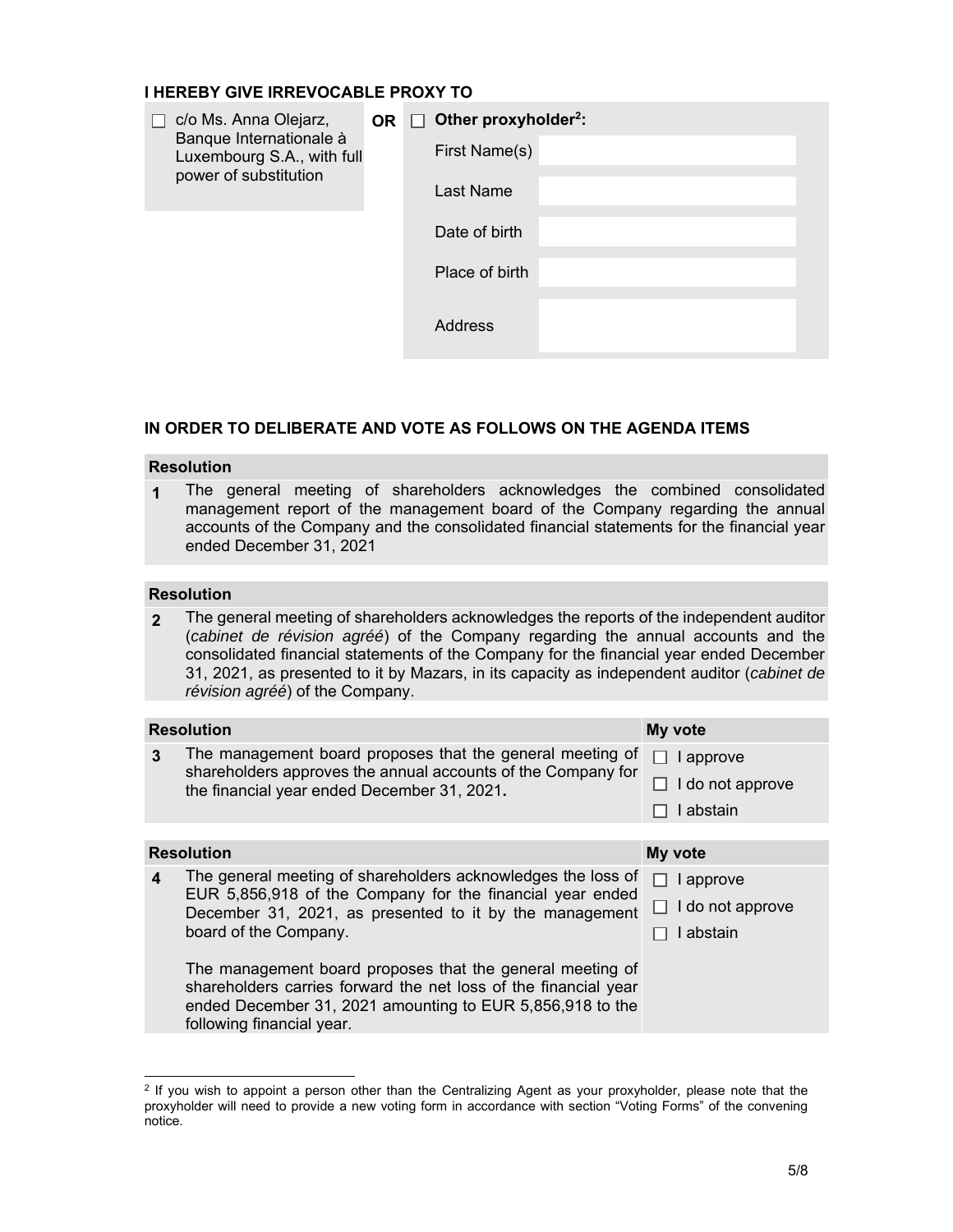**I HEREBY GIVE IRREVOCABLE PROXY TO**

| | | |
|---|---|---|
| ☐ c/o Ms. Anna Olejarz, Banque Internationale à Luxembourg S.A., with full power of substitution | **OR** | ☐ **Other proxyholder[2]:** |
| | | First Name(s) |
| | | Last Name |
| | | Date of birth |
| | | Place of birth |
| | | Address |

**IN ORDER TO DELIBERATE AND VOTE AS FOLLOWS ON THE AGENDA ITEMS**

| **Resolution** | |
|---|---|
| **1** | The general meeting of shareholders acknowledges the combined consolidated management report of the management board of the Company regarding the annual accounts of the Company and the consolidated financial statements for the financial year ended December 31, 2021 |

| **Resolution** | |
|---|---|
| **2** | The general meeting of shareholders acknowledges the reports of the independent auditor (*cabinet de révision agréé*) of the Company regarding the annual accounts and the consolidated financial statements of the Company for the financial year ended December 31, 2021, as presented to it by Mazars, in its capacity as independent auditor (*cabinet de révision agréé*) of the Company. |

| **Resolution** | | **My vote** |
|---|---|---|
| **3** | The management board proposes that the general meeting of shareholders approves the annual accounts of the Company for the financial year ended December 31, 2021**.** | ☐ I approve<br>☐ I do not approve<br>☐ I abstain |

| **Resolution** | | **My vote** |
|---|---|---|
| **4** | The general meeting of shareholders acknowledges the loss of EUR 5,856,918 of the Company for the financial year ended December 31, 2021, as presented to it by the management board of the Company.<br><br>The management board proposes that the general meeting of shareholders carries forward the net loss of the financial year ended December 31, 2021 amounting to EUR 5,856,918 to the following financial year. | ☐ I approve<br>☐ I do not approve<br>☐ I abstain |

[2] If you wish to appoint a person other than the Centralizing Agent as your proxyholder, please note that the proxyholder will need to provide a new voting form in accordance with section "Voting Forms" of the convening notice.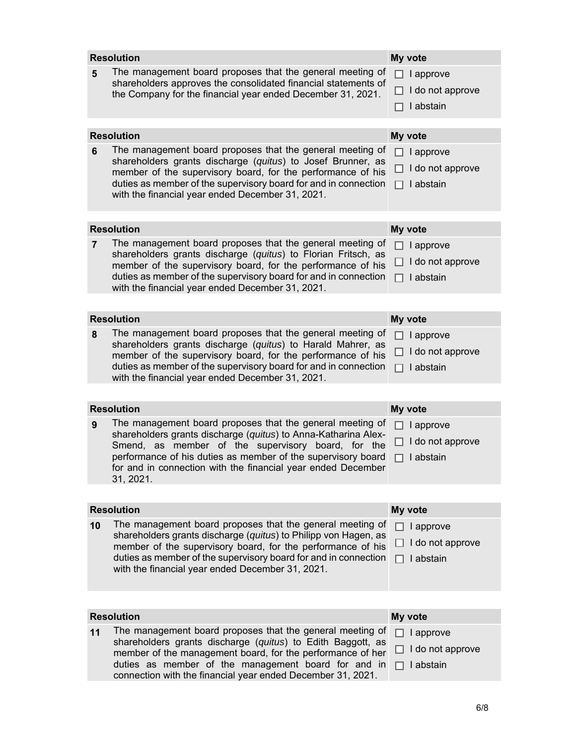| Resolution | | My vote |
|---|---|---|
| **5** | The management board proposes that the general meeting of shareholders approves the consolidated financial statements of the Company for the financial year ended December 31, 2021. | ☐ I approve<br>☐ I do not approve<br>☐ I abstain |

| Resolution | | My vote |
|---|---|---|
| **6** | The management board proposes that the general meeting of shareholders grants discharge (*quitus*) to Josef Brunner, as member of the supervisory board, for the performance of his duties as member of the supervisory board for and in connection with the financial year ended December 31, 2021. | ☐ I approve<br>☐ I do not approve<br>☐ I abstain |

| Resolution | | My vote |
|---|---|---|
| **7** | The management board proposes that the general meeting of shareholders grants discharge (*quitus*) to Florian Fritsch, as member of the supervisory board, for the performance of his duties as member of the supervisory board for and in connection with the financial year ended December 31, 2021. | ☐ I approve<br>☐ I do not approve<br>☐ I abstain |

| Resolution | | My vote |
|---|---|---|
| **8** | The management board proposes that the general meeting of shareholders grants discharge (*quitus*) to Harald Mahrer, as member of the supervisory board, for the performance of his duties as member of the supervisory board for and in connection with the financial year ended December 31, 2021. | ☐ I approve<br>☐ I do not approve<br>☐ I abstain |

| Resolution | | My vote |
|---|---|---|
| **9** | The management board proposes that the general meeting of shareholders grants discharge (*quitus*) to Anna-Katharina Alex-Smend, as member of the supervisory board, for the performance of his duties as member of the supervisory board for and in connection with the financial year ended December 31, 2021. | ☐ I approve<br>☐ I do not approve<br>☐ I abstain |

| Resolution | | My vote |
|---|---|---|
| **10** | The management board proposes that the general meeting of shareholders grants discharge (*quitus*) to Philipp von Hagen, as member of the supervisory board, for the performance of his duties as member of the supervisory board for and in connection with the financial year ended December 31, 2021. | ☐ I approve<br>☐ I do not approve<br>☐ I abstain |

| Resolution | | My vote |
|---|---|---|
| **11** | The management board proposes that the general meeting of shareholders grants discharge (*quitus*) to Edith Baggott, as member of the management board, for the performance of her duties as member of the management board for and in connection with the financial year ended December 31, 2021. | ☐ I approve<br>☐ I do not approve<br>☐ I abstain |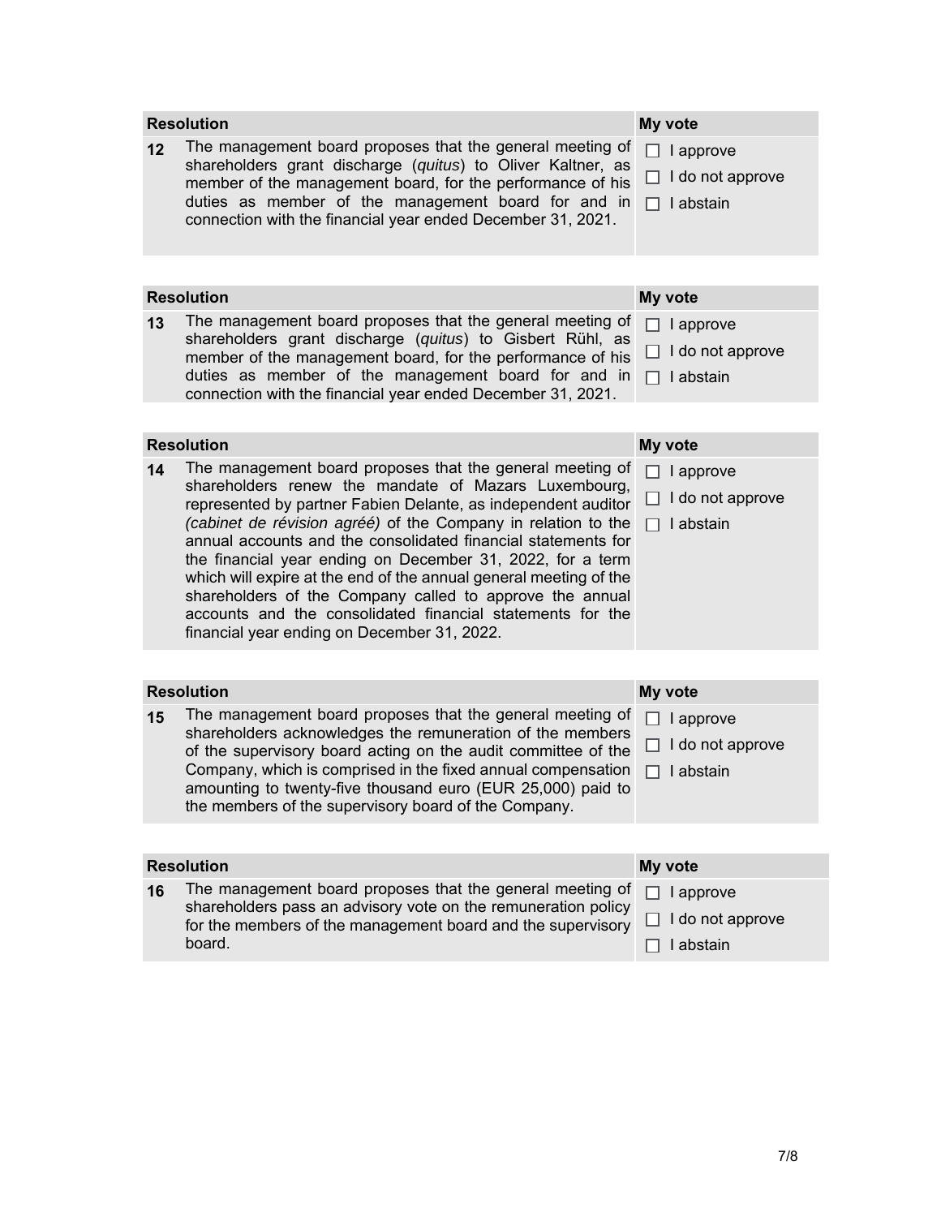| Resolution | | My vote |
|---|---|---|
| **12** | The management board proposes that the general meeting of shareholders grant discharge (*quitus*) to Oliver Kaltner, as member of the management board, for the performance of his duties as member of the management board for and in connection with the financial year ended December 31, 2021. | ☐ I approve<br>☐ I do not approve<br>☐ I abstain |

| Resolution | | My vote |
|---|---|---|
| **13** | The management board proposes that the general meeting of shareholders grant discharge (*quitus*) to Gisbert Rühl, as member of the management board, for the performance of his duties as member of the management board for and in connection with the financial year ended December 31, 2021. | ☐ I approve<br>☐ I do not approve<br>☐ I abstain |

| Resolution | | My vote |
|---|---|---|
| **14** | The management board proposes that the general meeting of shareholders renew the mandate of Mazars Luxembourg, represented by partner Fabien Delante, as independent auditor *(cabinet de révision agréé)* of the Company in relation to the annual accounts and the consolidated financial statements for the financial year ending on December 31, 2022, for a term which will expire at the end of the annual general meeting of the shareholders of the Company called to approve the annual accounts and the consolidated financial statements for the financial year ending on December 31, 2022. | ☐ I approve<br>☐ I do not approve<br>☐ I abstain |

| Resolution | | My vote |
|---|---|---|
| **15** | The management board proposes that the general meeting of shareholders acknowledges the remuneration of the members of the supervisory board acting on the audit committee of the Company, which is comprised in the fixed annual compensation amounting to twenty-five thousand euro (EUR 25,000) paid to the members of the supervisory board of the Company. | ☐ I approve<br>☐ I do not approve<br>☐ I abstain |

| Resolution | | My vote |
|---|---|---|
| **16** | The management board proposes that the general meeting of shareholders pass an advisory vote on the remuneration policy for the members of the management board and the supervisory board. | ☐ I approve<br>☐ I do not approve<br>☐ I abstain |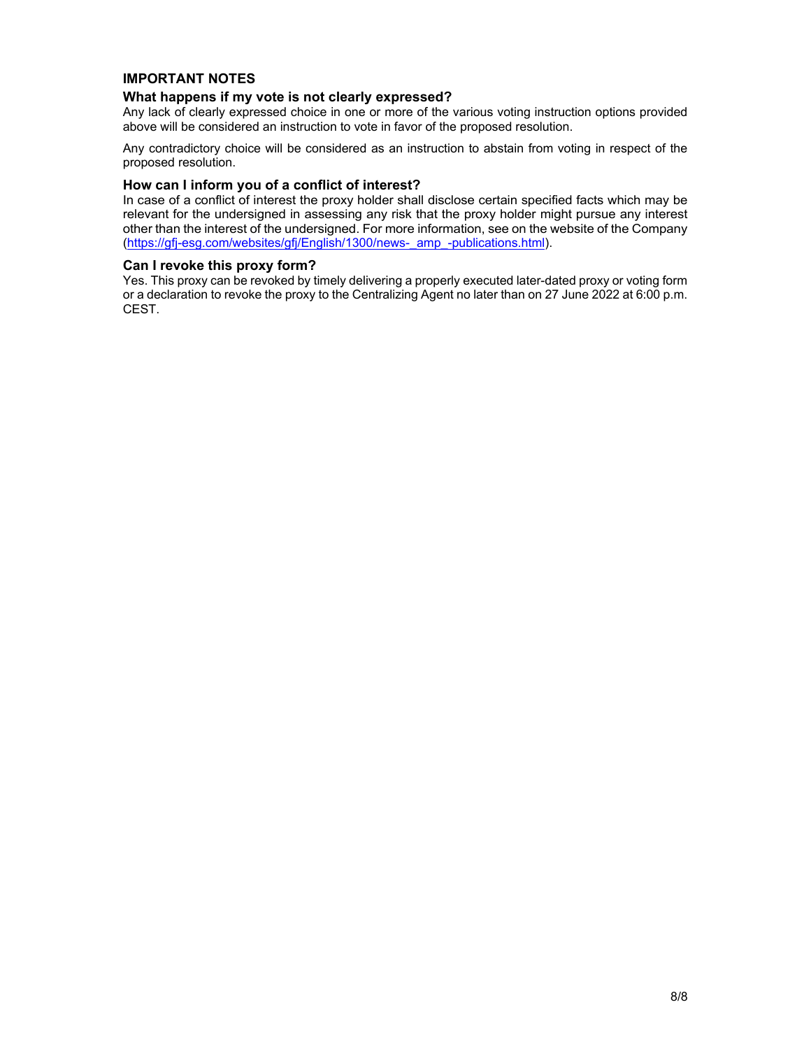## IMPORTANT NOTES

### What happens if my vote is not clearly expressed?

Any lack of clearly expressed choice in one or more of the various voting instruction options provided above will be considered an instruction to vote in favor of the proposed resolution.

Any contradictory choice will be considered as an instruction to abstain from voting in respect of the proposed resolution.

### How can I inform you of a conflict of interest?

In case of a conflict of interest the proxy holder shall disclose certain specified facts which may be relevant for the undersigned in assessing any risk that the proxy holder might pursue any interest other than the interest of the undersigned. For more information, see on the website of the Company (https://gfj-esg.com/websites/gfj/English/1300/news-_amp_-publications.html).

### Can I revoke this proxy form?

Yes. This proxy can be revoked by timely delivering a properly executed later-dated proxy or voting form or a declaration to revoke the proxy to the Centralizing Agent no later than on 27 June 2022 at 6:00 p.m. CEST.